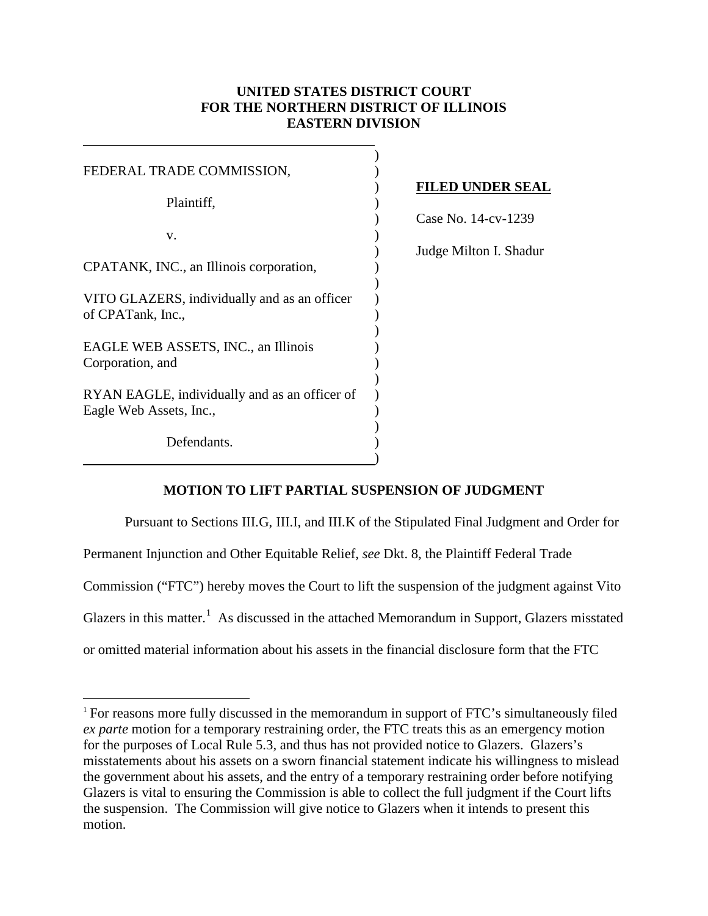**UNITED STATES DISTRICT COURT**
**FOR THE NORTHERN DISTRICT OF ILLINOIS**
**EASTERN DIVISION**

FEDERAL TRADE COMMISSION,

Plaintiff,

v.

CPATANK, INC., an Illinois corporation,

VITO GLAZERS, individually and as an officer of CPATank, Inc.,

EAGLE WEB ASSETS, INC., an Illinois Corporation, and

RYAN EAGLE, individually and as an officer of Eagle Web Assets, Inc.,

Defendants.

**FILED UNDER SEAL**

Case No. 14-cv-1239

Judge Milton I. Shadur

**MOTION TO LIFT PARTIAL SUSPENSION OF JUDGMENT**

Pursuant to Sections III.G, III.I, and III.K of the Stipulated Final Judgment and Order for Permanent Injunction and Other Equitable Relief, *see* Dkt. 8, the Plaintiff Federal Trade Commission ("FTC") hereby moves the Court to lift the suspension of the judgment against Vito Glazers in this matter.[1] As discussed in the attached Memorandum in Support, Glazers misstated or omitted material information about his assets in the financial disclosure form that the FTC

[1] For reasons more fully discussed in the memorandum in support of FTC's simultaneously filed *ex parte* motion for a temporary restraining order, the FTC treats this as an emergency motion for the purposes of Local Rule 5.3, and thus has not provided notice to Glazers. Glazers's misstatements about his assets on a sworn financial statement indicate his willingness to mislead the government about his assets, and the entry of a temporary restraining order before notifying Glazers is vital to ensuring the Commission is able to collect the full judgment if the Court lifts the suspension. The Commission will give notice to Glazers when it intends to present this motion.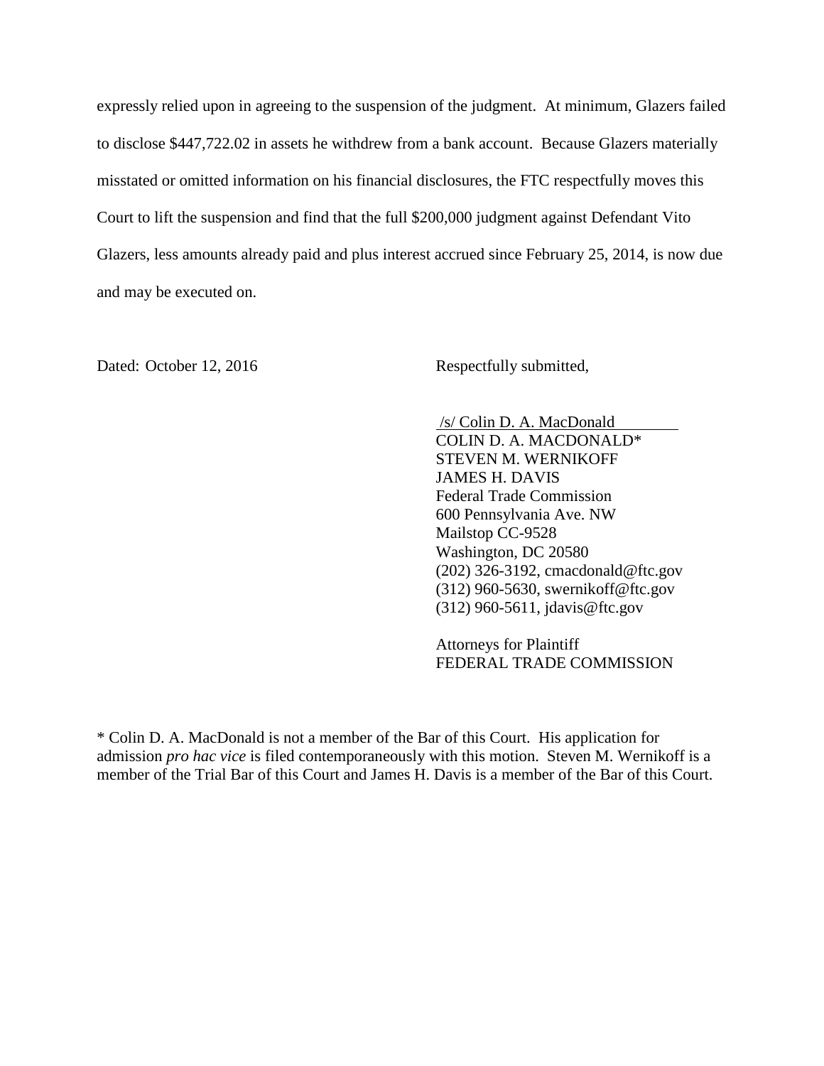expressly relied upon in agreeing to the suspension of the judgment. At minimum, Glazers failed to disclose $447,722.02 in assets he withdrew from a bank account. Because Glazers materially misstated or omitted information on his financial disclosures, the FTC respectfully moves this Court to lift the suspension and find that the full $200,000 judgment against Defendant Vito Glazers, less amounts already paid and plus interest accrued since February 25, 2014, is now due and may be executed on.

Dated: October 12, 2016

Respectfully submitted,

/s/ Colin D. A. MacDonald
COLIN D. A. MACDONALD*
STEVEN M. WERNIKOFF
JAMES H. DAVIS
Federal Trade Commission
600 Pennsylvania Ave. NW
Mailstop CC-9528
Washington, DC 20580
(202) 326-3192, cmacdonald@ftc.gov
(312) 960-5630, swernikoff@ftc.gov
(312) 960-5611, jdavis@ftc.gov

Attorneys for Plaintiff
FEDERAL TRADE COMMISSION

* Colin D. A. MacDonald is not a member of the Bar of this Court. His application for admission *pro hac vice* is filed contemporaneously with this motion. Steven M. Wernikoff is a member of the Trial Bar of this Court and James H. Davis is a member of the Bar of this Court.